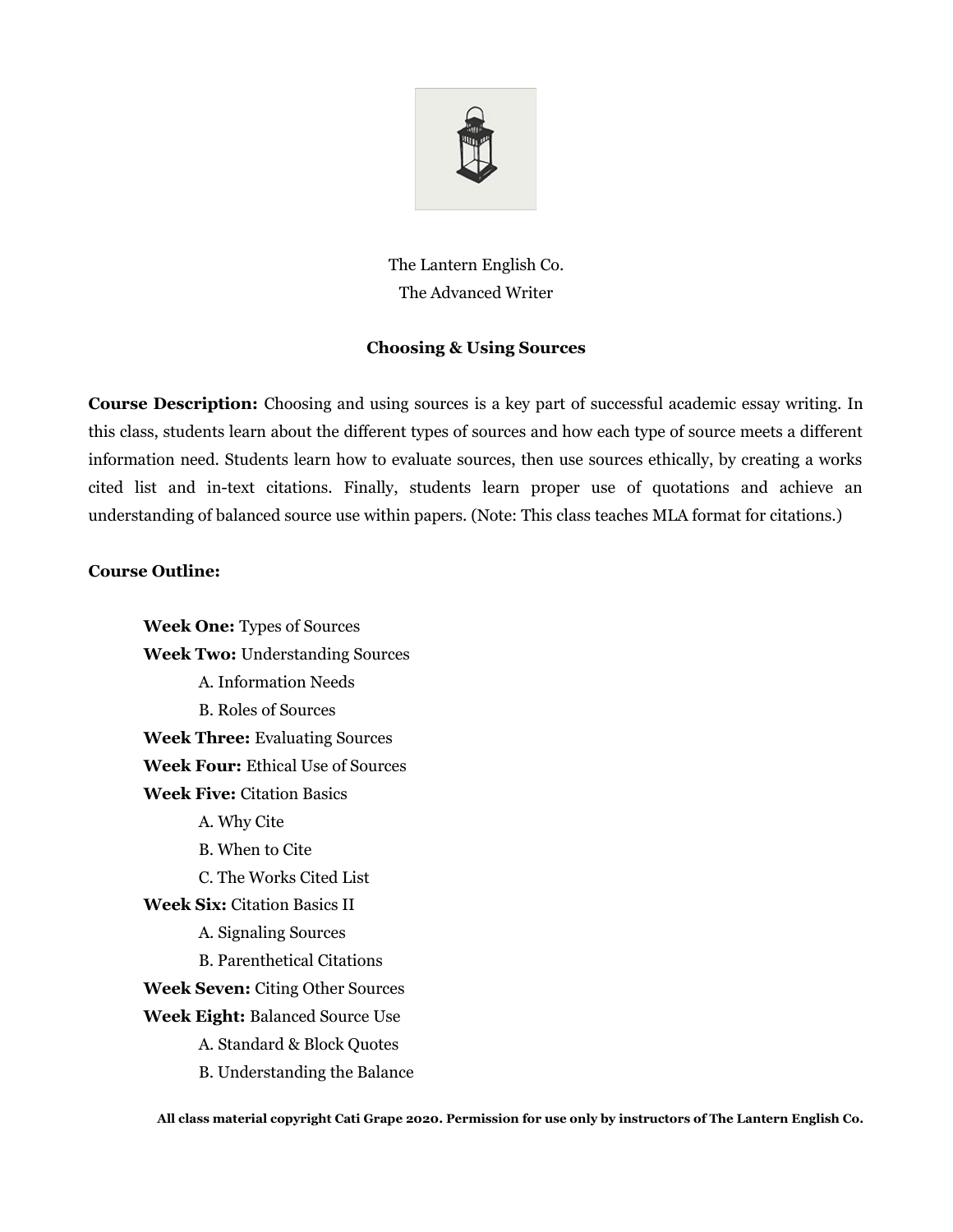The Lantern English Co.
The Advanced Writer

## Choosing & Using Sources

**Course Description:** Choosing and using sources is a key part of successful academic essay writing. In this class, students learn about the different types of sources and how each type of source meets a different information need. Students learn how to evaluate sources, then use sources ethically, by creating a works cited list and in-text citations. Finally, students learn proper use of quotations and achieve an understanding of balanced source use within papers. (Note: This class teaches MLA format for citations.)

**Course Outline:**

- **Week One:** Types of Sources
- **Week Two:** Understanding Sources
  - A. Information Needs
  - B. Roles of Sources
- **Week Three:** Evaluating Sources
- **Week Four:** Ethical Use of Sources
- **Week Five:** Citation Basics
  - A. Why Cite
  - B. When to Cite
  - C. The Works Cited List
- **Week Six:** Citation Basics II
  - A. Signaling Sources
  - B. Parenthetical Citations
- **Week Seven:** Citing Other Sources
- **Week Eight:** Balanced Source Use
  - A. Standard & Block Quotes
  - B. Understanding the Balance

**All class material copyright Cati Grape 2020. Permission for use only by instructors of The Lantern English Co.**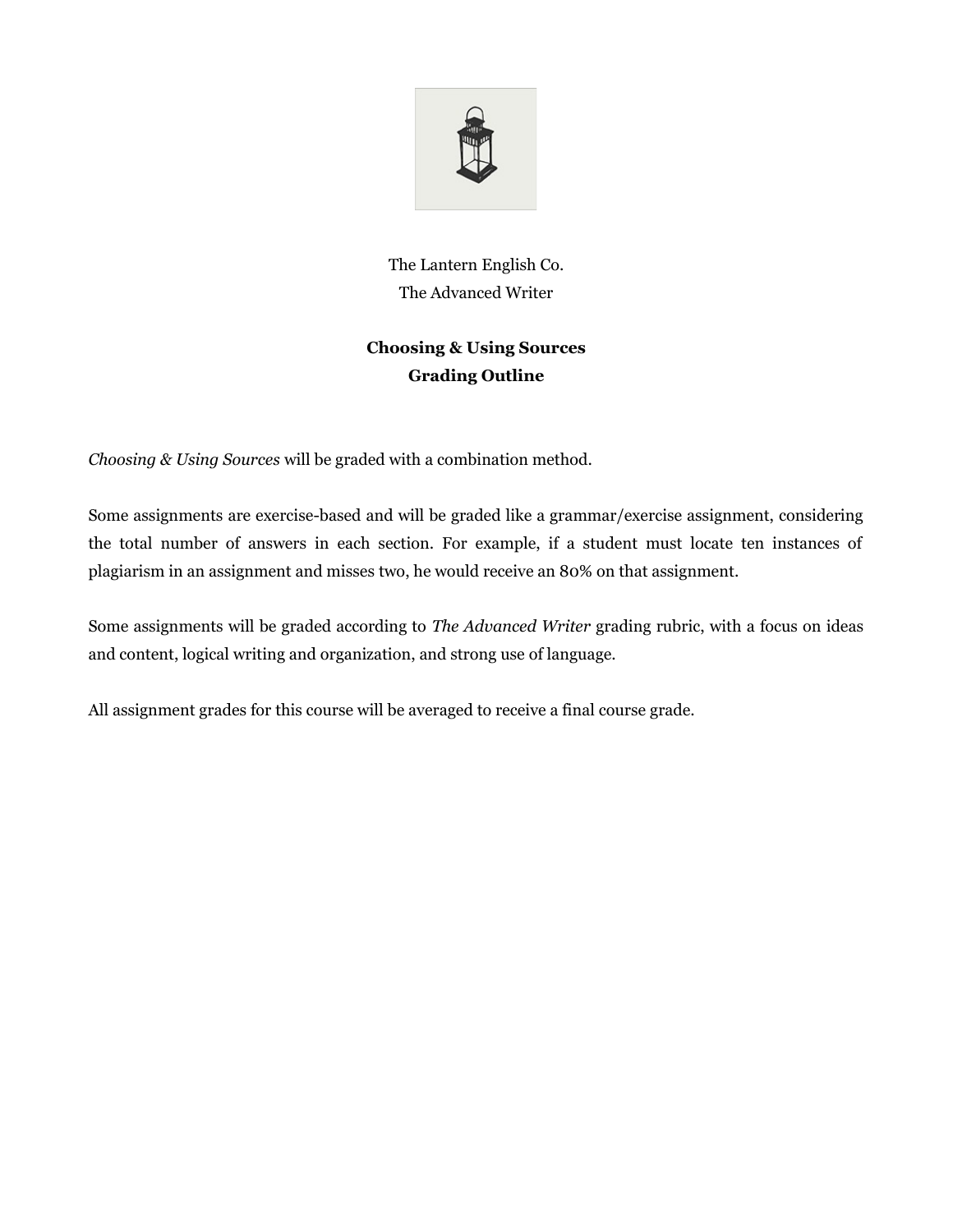The Lantern English Co.
The Advanced Writer

**Choosing & Using Sources**
**Grading Outline**

*Choosing & Using Sources* will be graded with a combination method.

Some assignments are exercise-based and will be graded like a grammar/exercise assignment, considering the total number of answers in each section. For example, if a student must locate ten instances of plagiarism in an assignment and misses two, he would receive an 80% on that assignment.

Some assignments will be graded according to *The Advanced Writer* grading rubric, with a focus on ideas and content, logical writing and organization, and strong use of language.

All assignment grades for this course will be averaged to receive a final course grade.